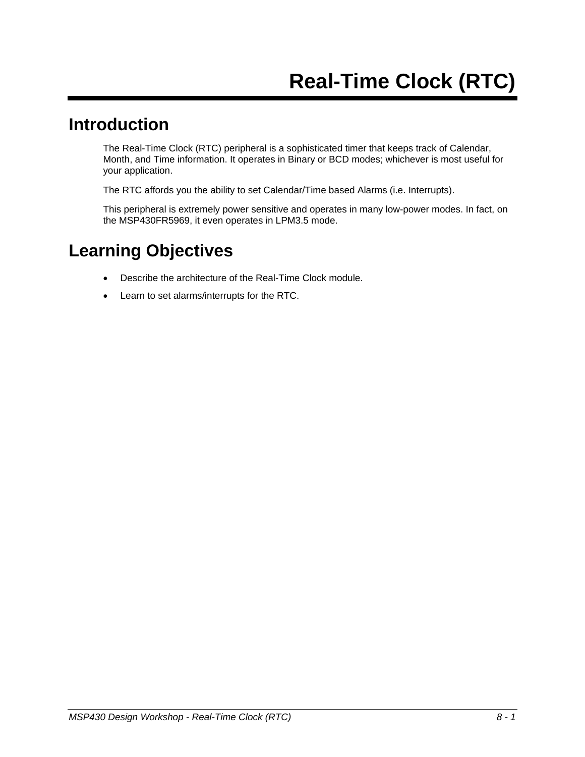# Real-Time Clock (RTC)

## Introduction

The Real-Time Clock (RTC) peripheral is a sophisticated timer that keeps track of Calendar, Month, and Time information. It operates in Binary or BCD modes; whichever is most useful for your application.

The RTC affords you the ability to set Calendar/Time based Alarms (i.e. Interrupts).

This peripheral is extremely power sensitive and operates in many low-power modes. In fact, on the MSP430FR5969, it even operates in LPM3.5 mode.

## Learning Objectives

- Describe the architecture of the Real-Time Clock module.
- Learn to set alarms/interrupts for the RTC.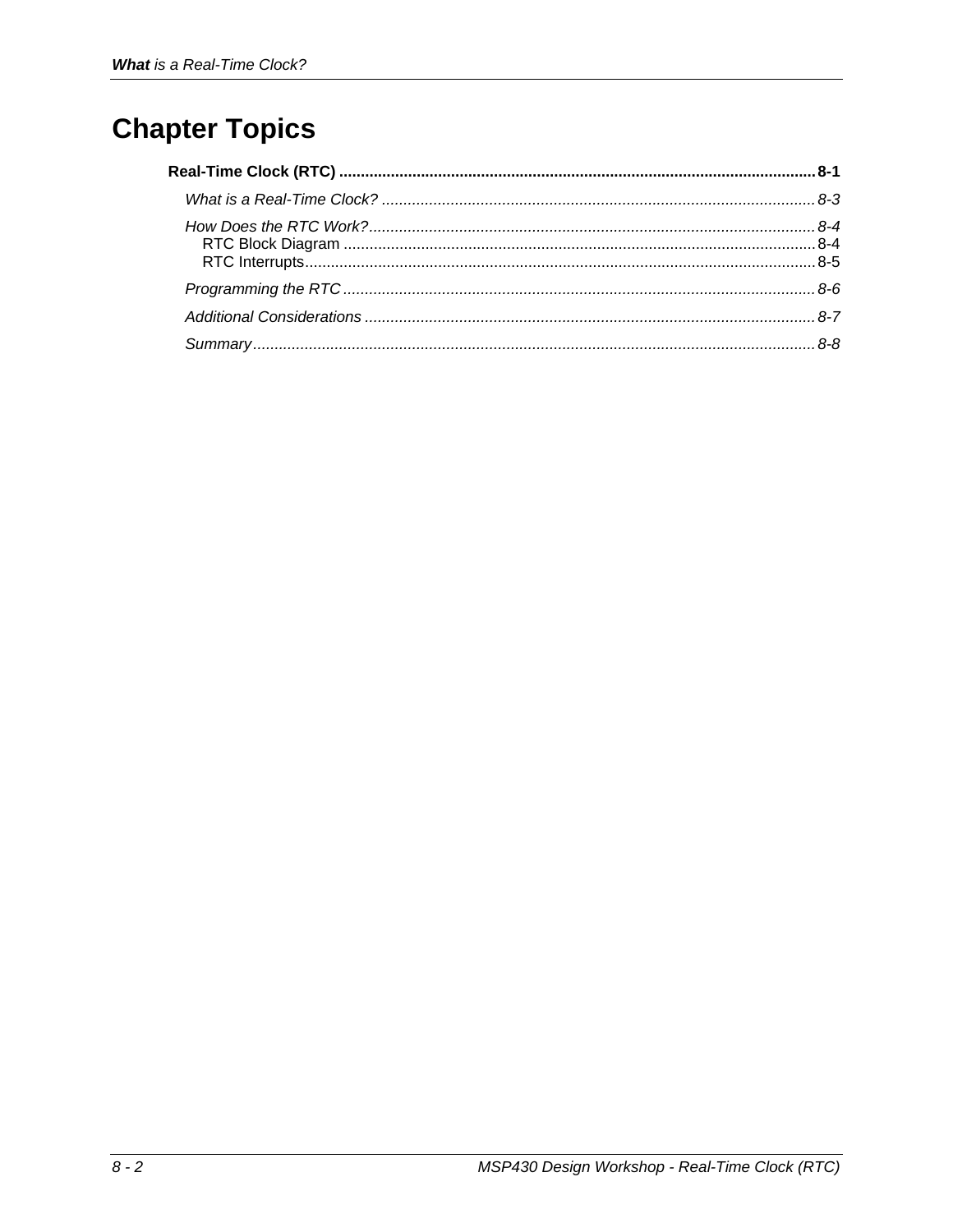# Chapter Topics

**Real-Time Clock (RTC) ............................................................................................................. 8-1**

*What is a Real-Time Clock? .................................................................................................... 8-3*

*How Does the RTC Work?....................................................................................................... 8-4*

RTC Block Diagram ............................................................................................................. 8-4

RTC Interrupts...................................................................................................................... 8-5

*Programming the RTC ............................................................................................................. 8-6*

*Additional Considerations ........................................................................................................ 8-7*

*Summary.................................................................................................................................. 8-8*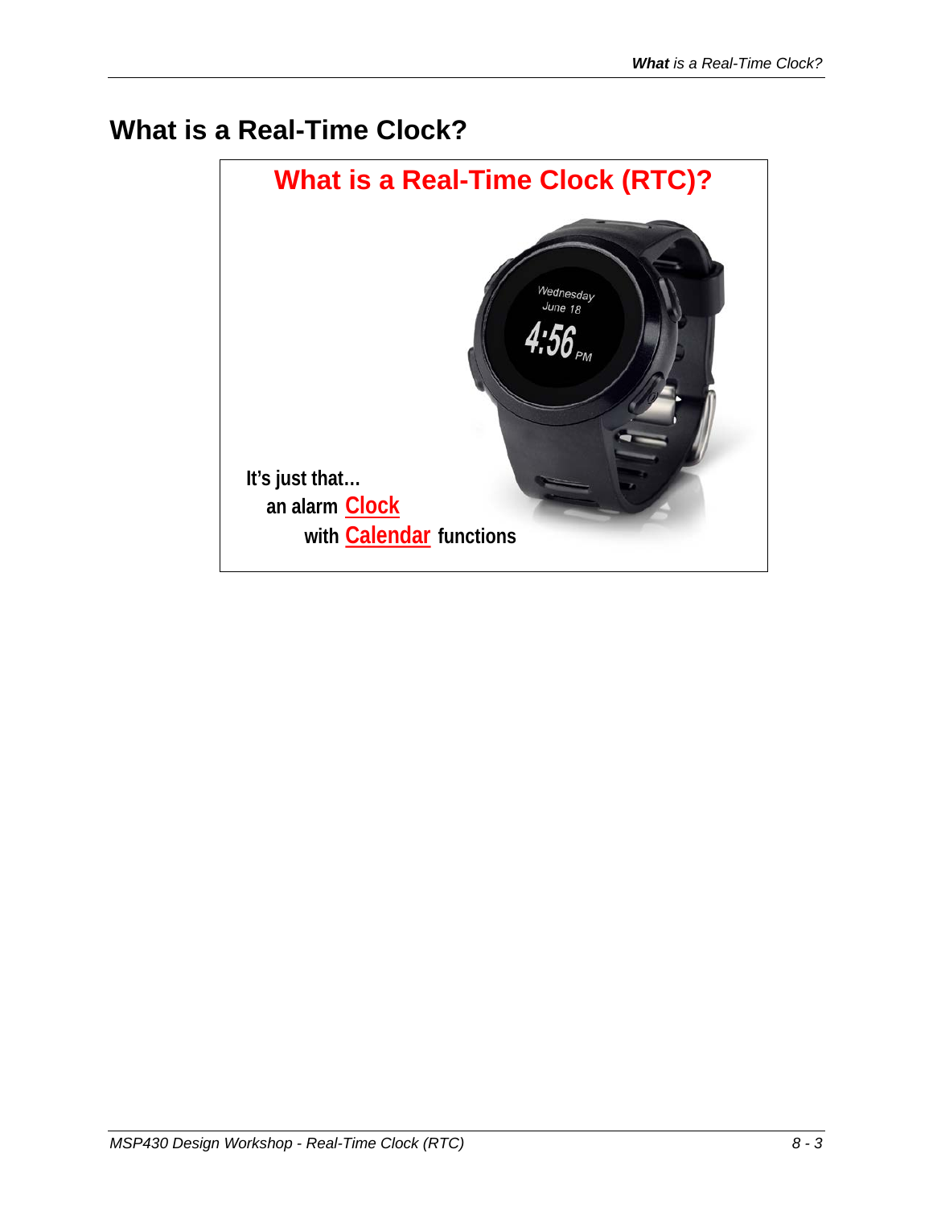## What is a Real-Time Clock?

**What is a Real-Time Clock (RTC)?**

**It's just that...**
**an alarm Clock**
**with Calendar functions**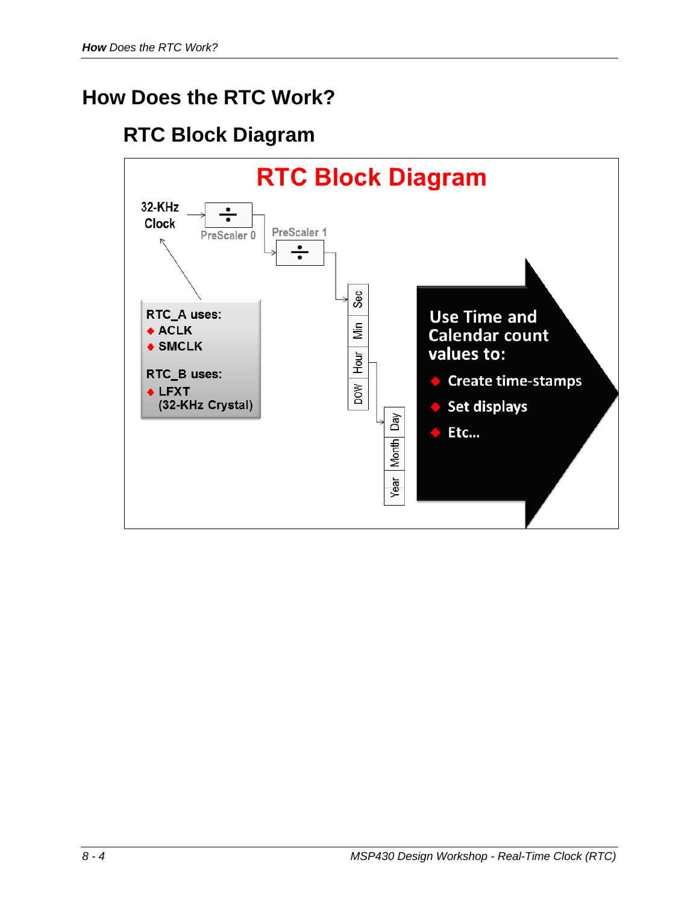# How Does the RTC Work?

## RTC Block Diagram

RTC Block Diagram

32-KHz Clock

PreScaler 0

PreScaler 1

Sec

Min

Hour

DOW

Day

Month

Year

RTC_A uses:
- ACLK
- SMCLK

RTC_B uses:
- LFXT (32-KHz Crystal)

Use Time and Calendar count values to:
- Create time-stamps
- Set displays
- Etc…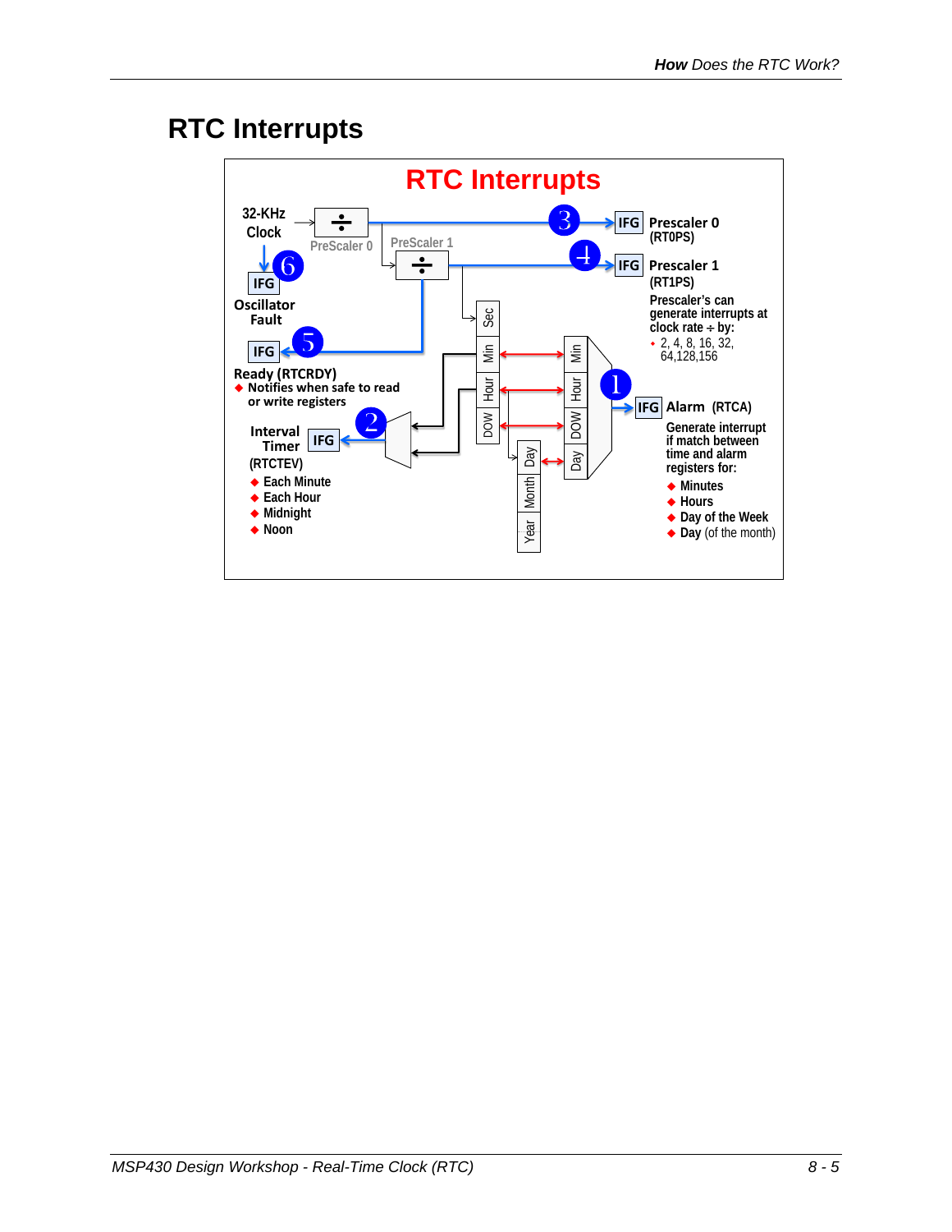## RTC Interrupts

# RTC Interrupts

32-KHz Clock

PreScaler 0

PreScaler 1

3 IFG **Prescaler 0** (RT0PS)

4 IFG **Prescaler 1** (RT1PS)

Prescaler's can generate interrupts at clock rate ÷ by:

- 2, 4, 8, 16, 32, 64,128,156

6 IFG **Oscillator Fault**

5 IFG **Ready (RTCRDY)**

- Notifies when safe to read or write registers

2 IFG **Interval Timer** (RTCTEV)

- Each Minute
- Each Hour
- Midnight
- Noon

Sec, Min, Hour, DOW, Day, Month, Year

Min, Hour, DOW, Day

1 IFG **Alarm** (RTCA)

Generate interrupt if match between time and alarm registers for:

- Minutes
- Hours
- Day of the Week
- Day (of the month)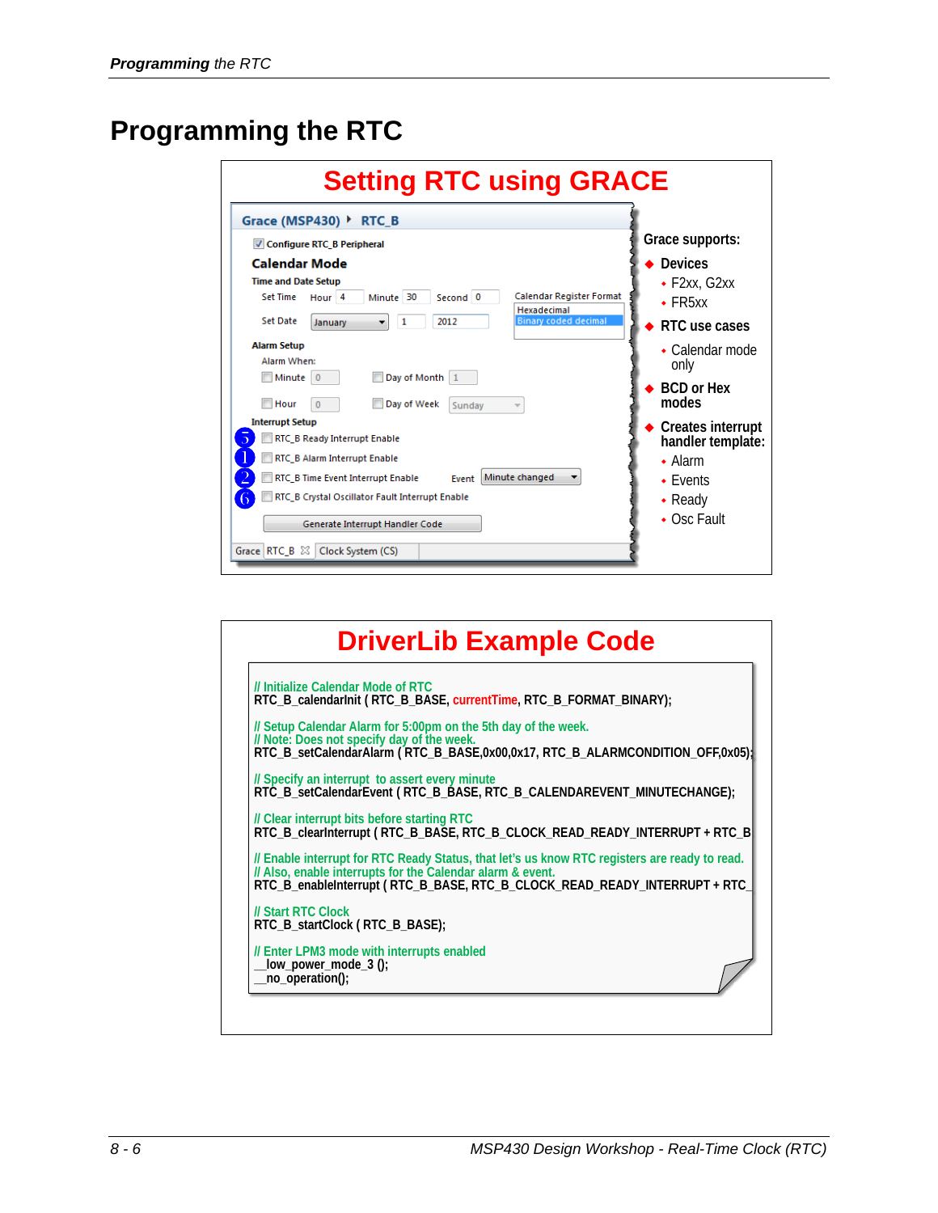# Programming the RTC

## Setting RTC using GRACE

Grace (MSP430) ▸ RTC_B

☑ Configure RTC_B Peripheral

**Calendar Mode**

Time and Date Setup

Set Time: Hour 4, Minute 30, Second 0

Set Date: January, 1, 2012

Calendar Register Format: Hexadecimal / Binary coded decimal

Alarm Setup

Alarm When:

- ☐ Minute 0
- ☐ Day of Month 1
- ☐ Hour 0
- ☐ Day of Week Sunday

Interrupt Setup

- 5 ☐ RTC_B Ready Interrupt Enable
- 1 ☐ RTC_B Alarm Interrupt Enable
- 2 ☐ RTC_B Time Event Interrupt Enable — Event: Minute changed
- 6 ☐ RTC_B Crystal Oscillator Fault Interrupt Enable

Generate Interrupt Handler Code

Grace | RTC_B | Clock System (CS)

Grace supports:

- **Devices**
  - F2xx, G2xx
  - FR5xx
- **RTC use cases**
  - Calendar mode only
- **BCD or Hex modes**
- **Creates interrupt handler template:**
  - Alarm
  - Events
  - Ready
  - Osc Fault

## DriverLib Example Code

```
// Initialize Calendar Mode of RTC
RTC_B_calendarInit ( RTC_B_BASE, currentTime, RTC_B_FORMAT_BINARY);

// Setup Calendar Alarm for 5:00pm on the 5th day of the week.
// Note: Does not specify day of the week.
RTC_B_setCalendarAlarm ( RTC_B_BASE,0x00,0x17, RTC_B_ALARMCONDITION_OFF,0x05);

// Specify an interrupt  to assert every minute
RTC_B_setCalendarEvent ( RTC_B_BASE, RTC_B_CALENDAREVENT_MINUTECHANGE);

// Clear interrupt bits before starting RTC
RTC_B_clearInterrupt ( RTC_B_BASE, RTC_B_CLOCK_READ_READY_INTERRUPT + RTC_B

// Enable interrupt for RTC Ready Status, that let's us know RTC registers are ready to read.
// Also, enable interrupts for the Calendar alarm & event.
RTC_B_enableInterrupt ( RTC_B_BASE, RTC_B_CLOCK_READ_READY_INTERRUPT + RTC_

// Start RTC Clock
RTC_B_startClock ( RTC_B_BASE);

// Enter LPM3 mode with interrupts enabled
__low_power_mode_3 ();
__no_operation();
```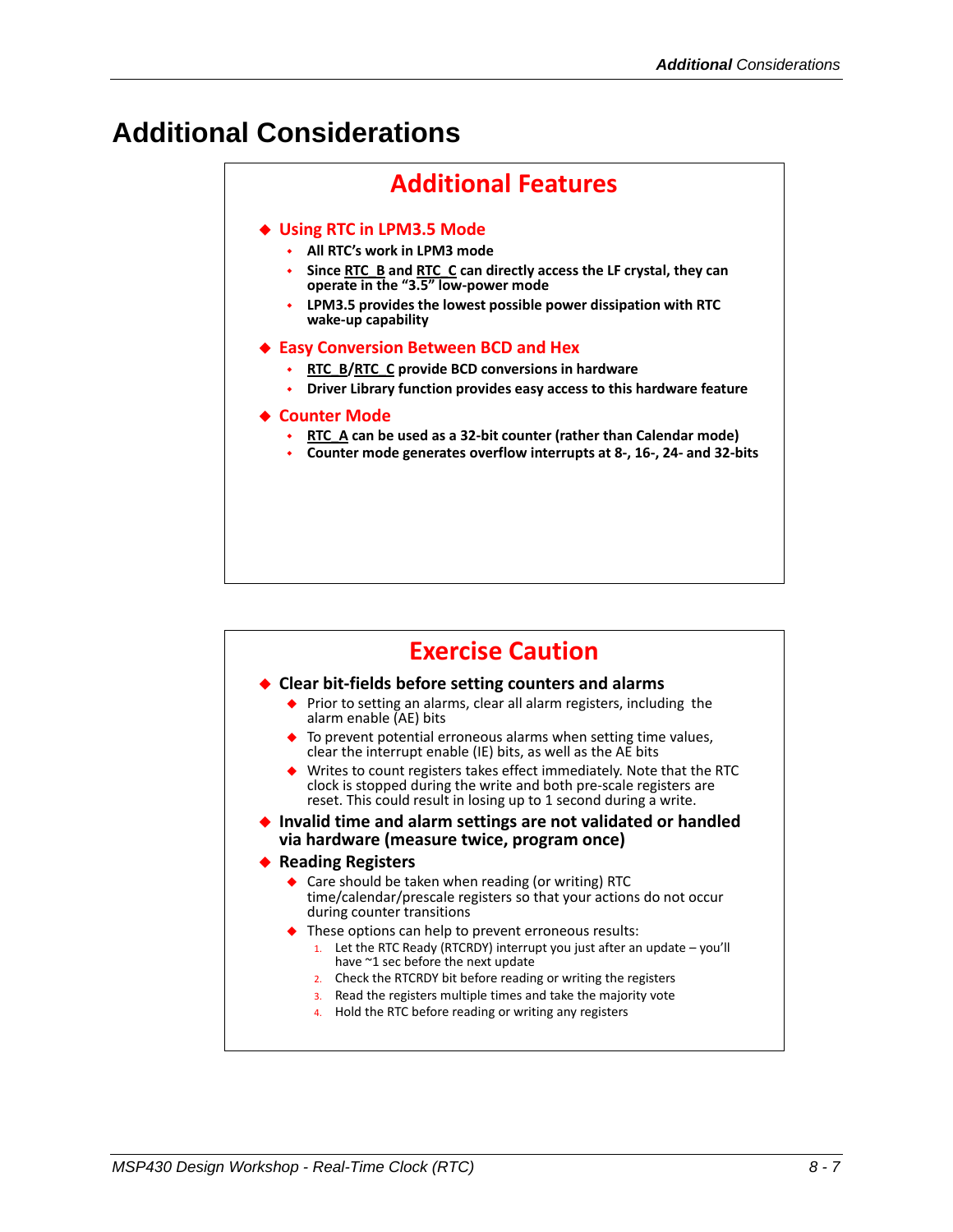# Additional Considerations

## Additional Features

- **Using RTC in LPM3.5 Mode**
  - **All RTC's work in LPM3 mode**
  - **Since RTC_B and RTC_C can directly access the LF crystal, they can operate in the "3.5" low-power mode**
  - **LPM3.5 provides the lowest possible power dissipation with RTC wake-up capability**
- **Easy Conversion Between BCD and Hex**
  - **RTC_B/RTC_C provide BCD conversions in hardware**
  - **Driver Library function provides easy access to this hardware feature**
- **Counter Mode**
  - **RTC_A can be used as a 32-bit counter (rather than Calendar mode)**
  - **Counter mode generates overflow interrupts at 8-, 16-, 24- and 32-bits**

## Exercise Caution

- **Clear bit-fields before setting counters and alarms**
  - Prior to setting an alarms, clear all alarm registers, including the alarm enable (AE) bits
  - To prevent potential erroneous alarms when setting time values, clear the interrupt enable (IE) bits, as well as the AE bits
  - Writes to count registers takes effect immediately. Note that the RTC clock is stopped during the write and both pre-scale registers are reset. This could result in losing up to 1 second during a write.
- **Invalid time and alarm settings are not validated or handled via hardware (measure twice, program once)**
- **Reading Registers**
  - Care should be taken when reading (or writing) RTC time/calendar/prescale registers so that your actions do not occur during counter transitions
  - These options can help to prevent erroneous results:
    1. Let the RTC Ready (RTCRDY) interrupt you just after an update – you'll have ~1 sec before the next update
    2. Check the RTCRDY bit before reading or writing the registers
    3. Read the registers multiple times and take the majority vote
    4. Hold the RTC before reading or writing any registers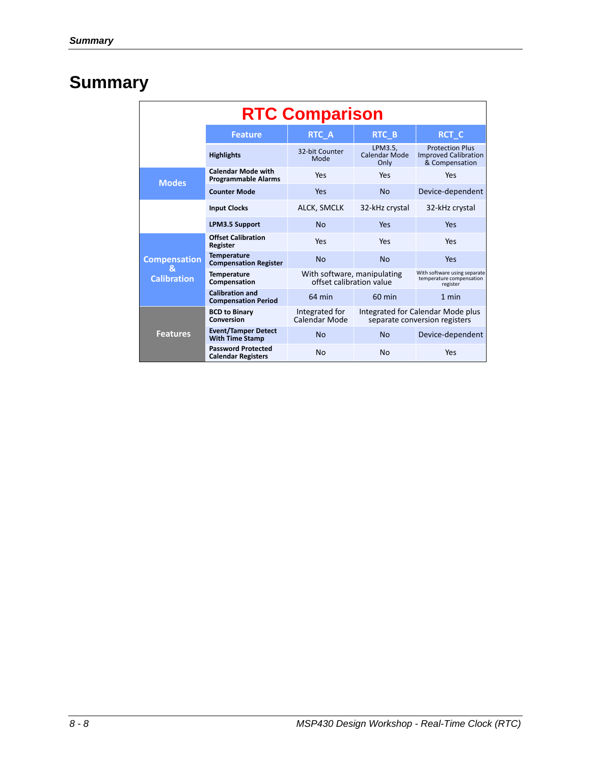# Summary

## RTC Comparison

| | Feature | RTC_A | RTC_B | RCT_C |
|---|---|---|---|---|
| | **Highlights** | 32-bit Counter Mode | LPM3.5, Calendar Mode Only | Protection Plus Improved Calibration & Compensation |
| **Modes** | **Calendar Mode with Programmable Alarms** | Yes | Yes | Yes |
| | **Counter Mode** | Yes | No | Device-dependent |
| | **Input Clocks** | ALCK, SMCLK | 32-kHz crystal | 32-kHz crystal |
| | **LPM3.5 Support** | No | Yes | Yes |
| **Compensation & Calibration** | **Offset Calibration Register** | Yes | Yes | Yes |
| | **Temperature Compensation Register** | No | No | Yes |
| | **Temperature Compensation** | With software, manipulating offset calibration value | | With software using separate temperature compensation register |
| | **Calibration and Compensation Period** | 64 min | 60 min | 1 min |
| **Features** | **BCD to Binary Conversion** | Integrated for Calendar Mode | Integrated for Calendar Mode plus separate conversion registers | |
| | **Event/Tamper Detect With Time Stamp** | No | No | Device-dependent |
| | **Password Protected Calendar Registers** | No | No | Yes |